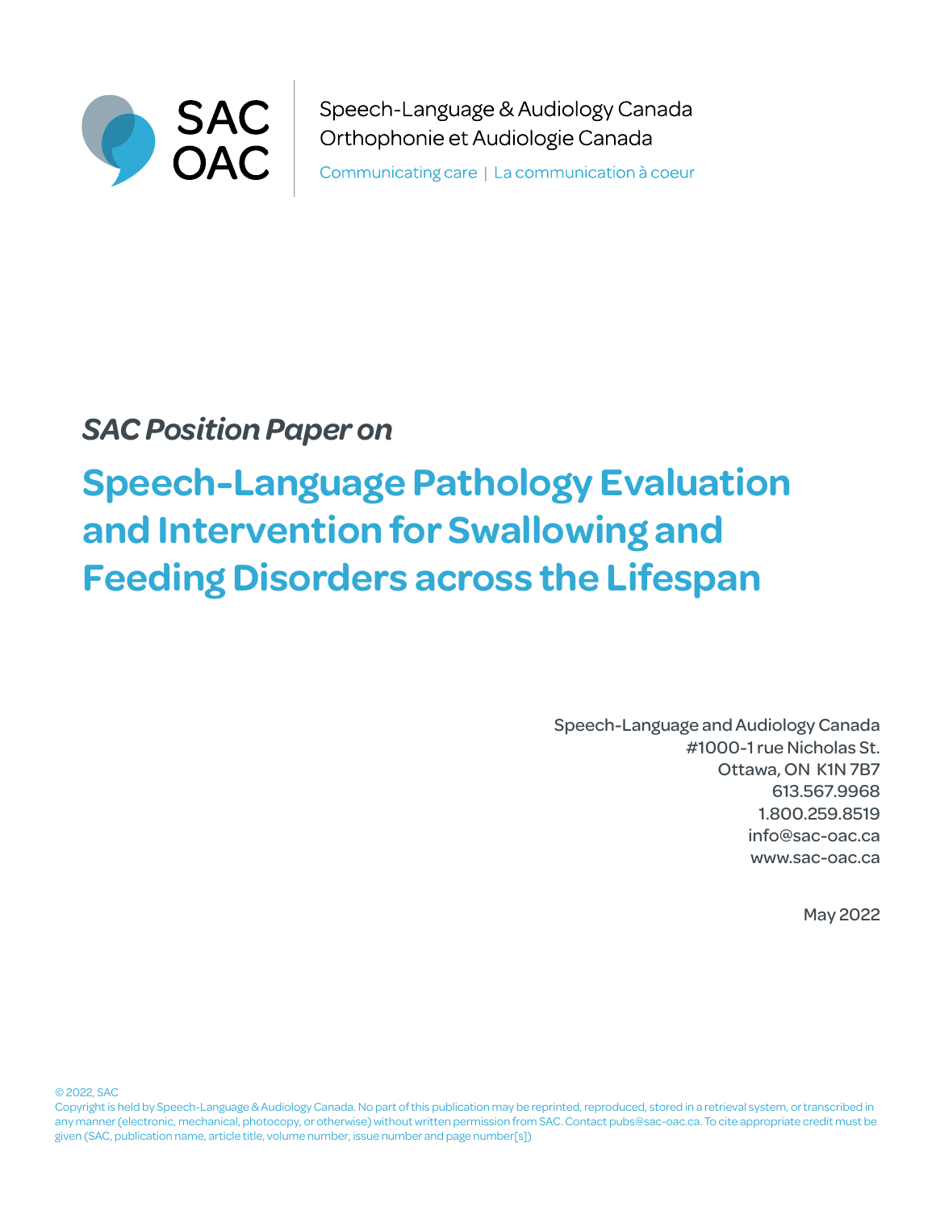SAC OAC

Speech-Language & Audiology Canada
Orthophonie et Audiologie Canada

Communicating care | La communication à coeur

*SAC Position Paper on*

# Speech-Language Pathology Evaluation and Intervention for Swallowing and Feeding Disorders across the Lifespan

Speech-Language and Audiology Canada
#1000-1 rue Nicholas St.
Ottawa, ON K1N 7B7
613.567.9968
1.800.259.8519
info@sac-oac.ca
www.sac-oac.ca

May 2022

© 2022, SAC
Copyright is held by Speech-Language & Audiology Canada. No part of this publication may be reprinted, reproduced, stored in a retrieval system, or transcribed in any manner (electronic, mechanical, photocopy, or otherwise) without written permission from SAC. Contact pubs@sac-oac.ca. To cite appropriate credit must be given (SAC, publication name, article title, volume number, issue number and page number[s])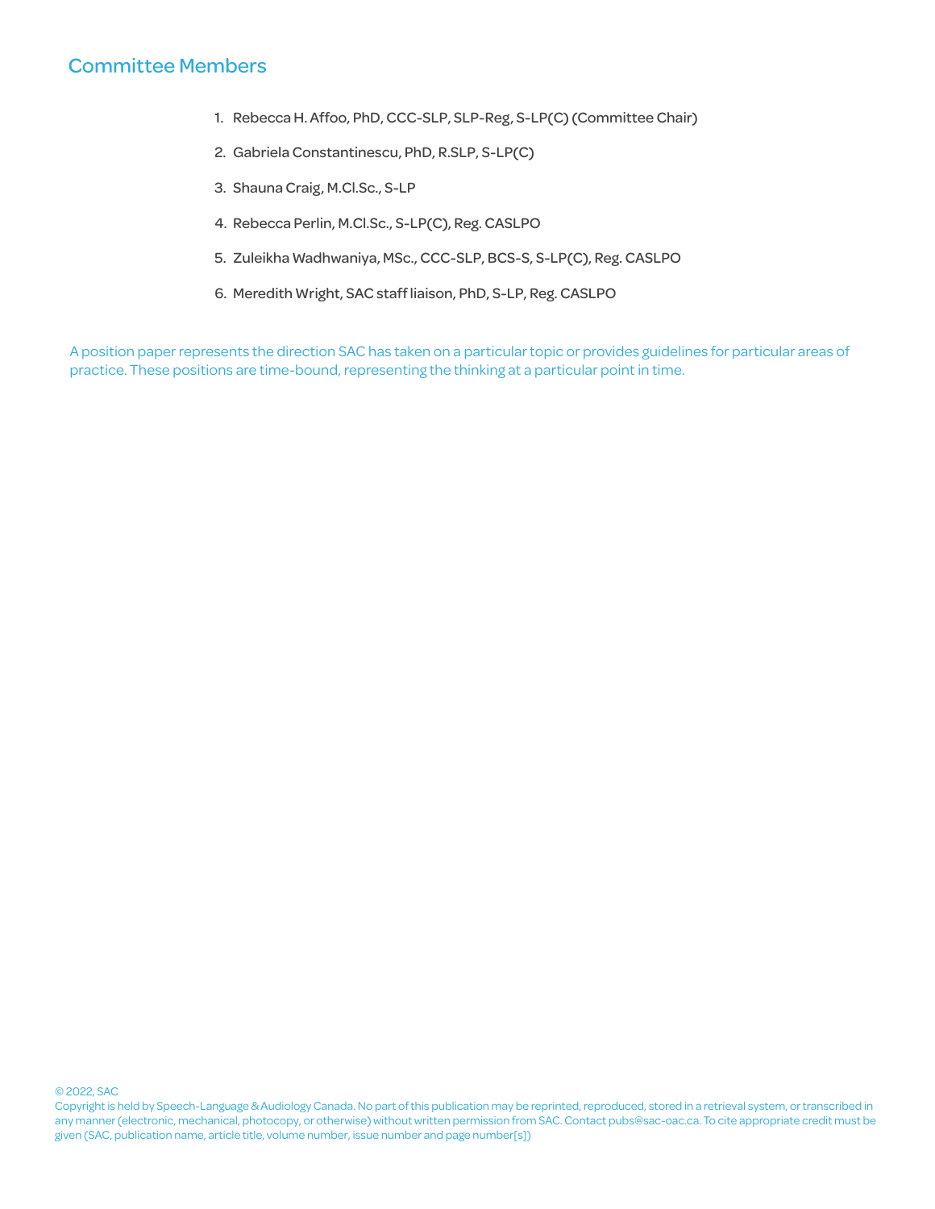## Committee Members

1. Rebecca H. Affoo, PhD, CCC-SLP, SLP-Reg, S-LP(C) (Committee Chair)
2. Gabriela Constantinescu, PhD, R.SLP, S-LP(C)
3. Shauna Craig, M.Cl.Sc., S-LP
4. Rebecca Perlin, M.Cl.Sc., S-LP(C), Reg. CASLPO
5. Zuleikha Wadhwaniya, MSc., CCC-SLP, BCS-S, S-LP(C), Reg. CASLPO
6. Meredith Wright, SAC staff liaison, PhD, S-LP, Reg. CASLPO

A position paper represents the direction SAC has taken on a particular topic or provides guidelines for particular areas of practice. These positions are time-bound, representing the thinking at a particular point in time.

© 2022, SAC

Copyright is held by Speech-Language & Audiology Canada. No part of this publication may be reprinted, reproduced, stored in a retrieval system, or transcribed in any manner (electronic, mechanical, photocopy, or otherwise) without written permission from SAC. Contact pubs@sac-oac.ca. To cite appropriate credit must be given (SAC, publication name, article title, volume number, issue number and page number[s])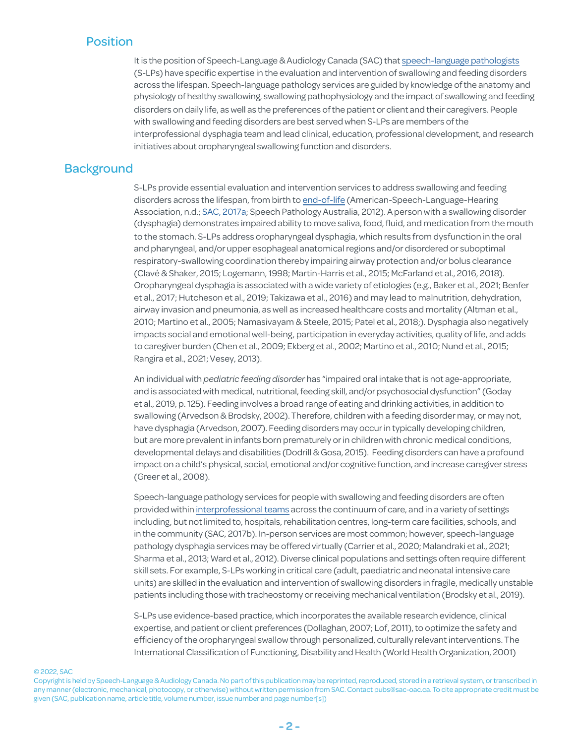## Position

It is the position of Speech-Language & Audiology Canada (SAC) that speech-language pathologists (S-LPs) have specific expertise in the evaluation and intervention of swallowing and feeding disorders across the lifespan. Speech-language pathology services are guided by knowledge of the anatomy and physiology of healthy swallowing, swallowing pathophysiology and the impact of swallowing and feeding disorders on daily life, as well as the preferences of the patient or client and their caregivers. People with swallowing and feeding disorders are best served when S-LPs are members of the interprofessional dysphagia team and lead clinical, education, professional development, and research initiatives about oropharyngeal swallowing function and disorders.

## Background

S-LPs provide essential evaluation and intervention services to address swallowing and feeding disorders across the lifespan, from birth to end-of-life (American-Speech-Language-Hearing Association, n.d.; SAC, 2017a; Speech Pathology Australia, 2012). A person with a swallowing disorder (dysphagia) demonstrates impaired ability to move saliva, food, fluid, and medication from the mouth to the stomach. S-LPs address oropharyngeal dysphagia, which results from dysfunction in the oral and pharyngeal, and/or upper esophageal anatomical regions and/or disordered or suboptimal respiratory-swallowing coordination thereby impairing airway protection and/or bolus clearance (Clavé & Shaker, 2015; Logemann, 1998; Martin-Harris et al., 2015; McFarland et al., 2016, 2018). Oropharyngeal dysphagia is associated with a wide variety of etiologies (e.g., Baker et al., 2021; Benfer et al., 2017; Hutcheson et al., 2019; Takizawa et al., 2016) and may lead to malnutrition, dehydration, airway invasion and pneumonia, as well as increased healthcare costs and mortality (Altman et al., 2010; Martino et al., 2005; Namasivayam & Steele, 2015; Patel et al., 2018;). Dysphagia also negatively impacts social and emotional well-being, participation in everyday activities, quality of life, and adds to caregiver burden (Chen et al., 2009; Ekberg et al., 2002; Martino et al., 2010; Nund et al., 2015; Rangira et al., 2021; Vesey, 2013).

An individual with *pediatric feeding disorder* has "impaired oral intake that is not age-appropriate, and is associated with medical, nutritional, feeding skill, and/or psychosocial dysfunction" (Goday et al., 2019, p. 125). Feeding involves a broad range of eating and drinking activities, in addition to swallowing (Arvedson & Brodsky, 2002). Therefore, children with a feeding disorder may, or may not, have dysphagia (Arvedson, 2007). Feeding disorders may occur in typically developing children, but are more prevalent in infants born prematurely or in children with chronic medical conditions, developmental delays and disabilities (Dodrill & Gosa, 2015). Feeding disorders can have a profound impact on a child's physical, social, emotional and/or cognitive function, and increase caregiver stress (Greer et al., 2008).

Speech-language pathology services for people with swallowing and feeding disorders are often provided within interprofessional teams across the continuum of care, and in a variety of settings including, but not limited to, hospitals, rehabilitation centres, long-term care facilities, schools, and in the community (SAC, 2017b). In-person services are most common; however, speech-language pathology dysphagia services may be offered virtually (Carrier et al., 2020; Malandraki et al., 2021; Sharma et al., 2013; Ward et al., 2012). Diverse clinical populations and settings often require different skill sets. For example, S-LPs working in critical care (adult, paediatric and neonatal intensive care units) are skilled in the evaluation and intervention of swallowing disorders in fragile, medically unstable patients including those with tracheostomy or receiving mechanical ventilation (Brodsky et al., 2019).

S-LPs use evidence-based practice, which incorporates the available research evidence, clinical expertise, and patient or client preferences (Dollaghan, 2007; Lof, 2011), to optimize the safety and efficiency of the oropharyngeal swallow through personalized, culturally relevant interventions. The International Classification of Functioning, Disability and Health (World Health Organization, 2001)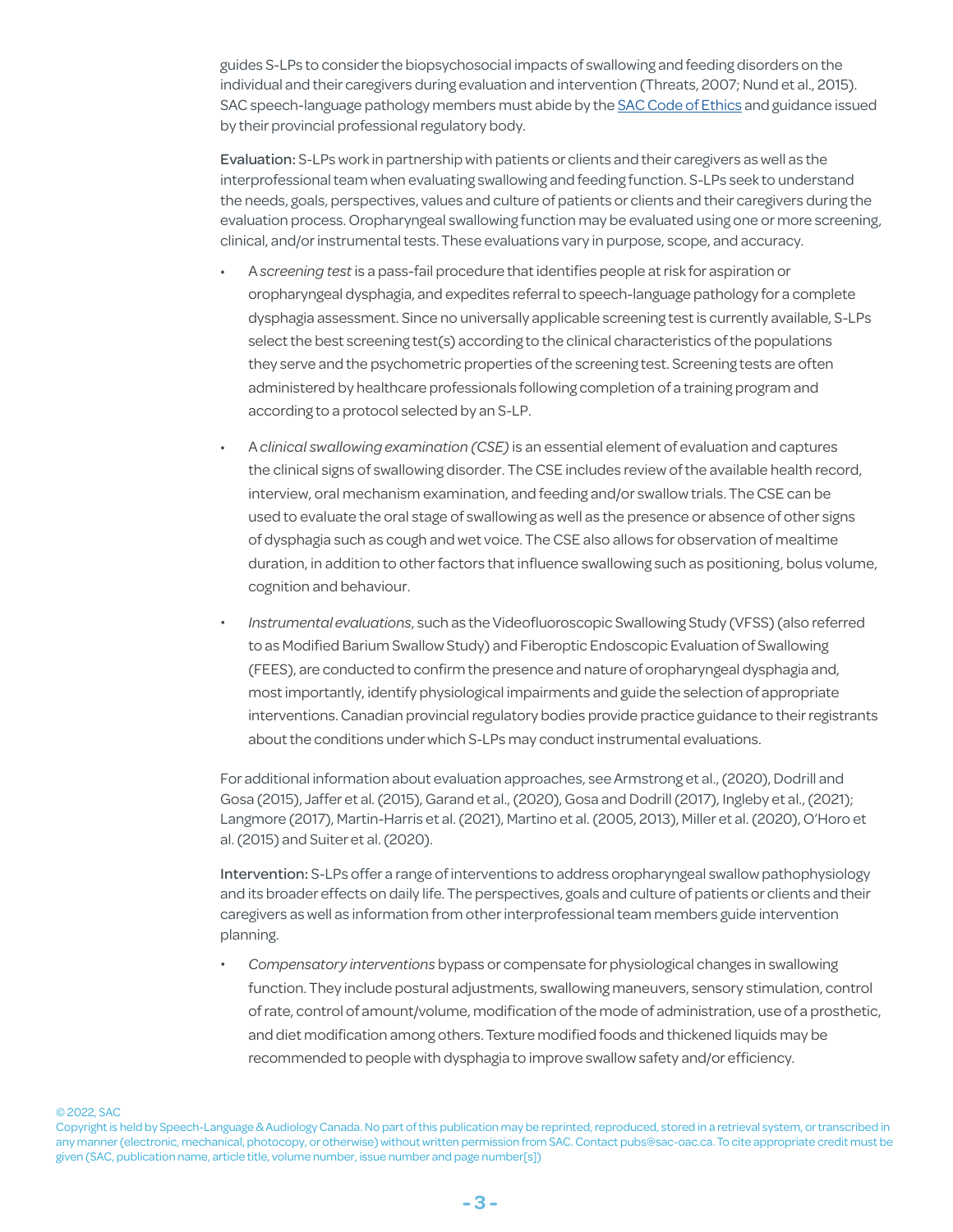guides S-LPs to consider the biopsychosocial impacts of swallowing and feeding disorders on the individual and their caregivers during evaluation and intervention (Threats, 2007; Nund et al., 2015). SAC speech-language pathology members must abide by the SAC Code of Ethics and guidance issued by their provincial professional regulatory body.

Evaluation: S-LPs work in partnership with patients or clients and their caregivers as well as the interprofessional team when evaluating swallowing and feeding function. S-LPs seek to understand the needs, goals, perspectives, values and culture of patients or clients and their caregivers during the evaluation process. Oropharyngeal swallowing function may be evaluated using one or more screening, clinical, and/or instrumental tests. These evaluations vary in purpose, scope, and accuracy.

- A *screening test* is a pass-fail procedure that identifies people at risk for aspiration or oropharyngeal dysphagia, and expedites referral to speech-language pathology for a complete dysphagia assessment. Since no universally applicable screening test is currently available, S-LPs select the best screening test(s) according to the clinical characteristics of the populations they serve and the psychometric properties of the screening test. Screening tests are often administered by healthcare professionals following completion of a training program and according to a protocol selected by an S-LP.

- A *clinical swallowing examination (CSE)* is an essential element of evaluation and captures the clinical signs of swallowing disorder. The CSE includes review of the available health record, interview, oral mechanism examination, and feeding and/or swallow trials. The CSE can be used to evaluate the oral stage of swallowing as well as the presence or absence of other signs of dysphagia such as cough and wet voice. The CSE also allows for observation of mealtime duration, in addition to other factors that influence swallowing such as positioning, bolus volume, cognition and behaviour.

- *Instrumental evaluations*, such as the Videofluoroscopic Swallowing Study (VFSS) (also referred to as Modified Barium Swallow Study) and Fiberoptic Endoscopic Evaluation of Swallowing (FEES), are conducted to confirm the presence and nature of oropharyngeal dysphagia and, most importantly, identify physiological impairments and guide the selection of appropriate interventions. Canadian provincial regulatory bodies provide practice guidance to their registrants about the conditions under which S-LPs may conduct instrumental evaluations.

For additional information about evaluation approaches, see Armstrong et al., (2020), Dodrill and Gosa (2015), Jaffer et al. (2015), Garand et al., (2020), Gosa and Dodrill (2017), Ingleby et al., (2021); Langmore (2017), Martin-Harris et al. (2021), Martino et al. (2005, 2013), Miller et al. (2020), O'Horo et al. (2015) and Suiter et al. (2020).

Intervention: S-LPs offer a range of interventions to address oropharyngeal swallow pathophysiology and its broader effects on daily life. The perspectives, goals and culture of patients or clients and their caregivers as well as information from other interprofessional team members guide intervention planning.

- *Compensatory interventions* bypass or compensate for physiological changes in swallowing function. They include postural adjustments, swallowing maneuvers, sensory stimulation, control of rate, control of amount/volume, modification of the mode of administration, use of a prosthetic, and diet modification among others. Texture modified foods and thickened liquids may be recommended to people with dysphagia to improve swallow safety and/or efficiency.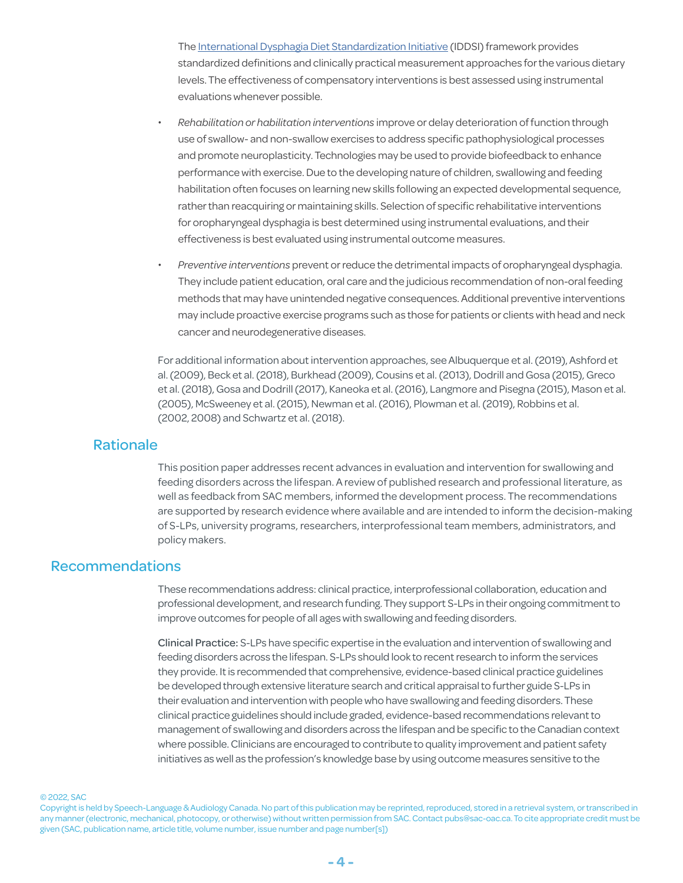The [International Dysphagia Diet Standardization Initiative](#) (IDDSI) framework provides standardized definitions and clinically practical measurement approaches for the various dietary levels. The effectiveness of compensatory interventions is best assessed using instrumental evaluations whenever possible.

- *Rehabilitation or habilitation interventions* improve or delay deterioration of function through use of swallow- and non-swallow exercises to address specific pathophysiological processes and promote neuroplasticity. Technologies may be used to provide biofeedback to enhance performance with exercise. Due to the developing nature of children, swallowing and feeding habilitation often focuses on learning new skills following an expected developmental sequence, rather than reacquiring or maintaining skills. Selection of specific rehabilitative interventions for oropharyngeal dysphagia is best determined using instrumental evaluations, and their effectiveness is best evaluated using instrumental outcome measures.
- *Preventive interventions* prevent or reduce the detrimental impacts of oropharyngeal dysphagia. They include patient education, oral care and the judicious recommendation of non-oral feeding methods that may have unintended negative consequences. Additional preventive interventions may include proactive exercise programs such as those for patients or clients with head and neck cancer and neurodegenerative diseases.

For additional information about intervention approaches, see Albuquerque et al. (2019), Ashford et al. (2009), Beck et al. (2018), Burkhead (2009), Cousins et al. (2013), Dodrill and Gosa (2015), Greco et al. (2018), Gosa and Dodrill (2017), Kaneoka et al. (2016), Langmore and Pisegna (2015), Mason et al. (2005), McSweeney et al. (2015), Newman et al. (2016), Plowman et al. (2019), Robbins et al. (2002, 2008) and Schwartz et al. (2018).

## Rationale

This position paper addresses recent advances in evaluation and intervention for swallowing and feeding disorders across the lifespan. A review of published research and professional literature, as well as feedback from SAC members, informed the development process. The recommendations are supported by research evidence where available and are intended to inform the decision-making of S-LPs, university programs, researchers, interprofessional team members, administrators, and policy makers.

## Recommendations

These recommendations address: clinical practice, interprofessional collaboration, education and professional development, and research funding. They support S-LPs in their ongoing commitment to improve outcomes for people of all ages with swallowing and feeding disorders.

**Clinical Practice:** S-LPs have specific expertise in the evaluation and intervention of swallowing and feeding disorders across the lifespan. S-LPs should look to recent research to inform the services they provide. It is recommended that comprehensive, evidence-based clinical practice guidelines be developed through extensive literature search and critical appraisal to further guide S-LPs in their evaluation and intervention with people who have swallowing and feeding disorders. These clinical practice guidelines should include graded, evidence-based recommendations relevant to management of swallowing and disorders across the lifespan and be specific to the Canadian context where possible. Clinicians are encouraged to contribute to quality improvement and patient safety initiatives as well as the profession's knowledge base by using outcome measures sensitive to the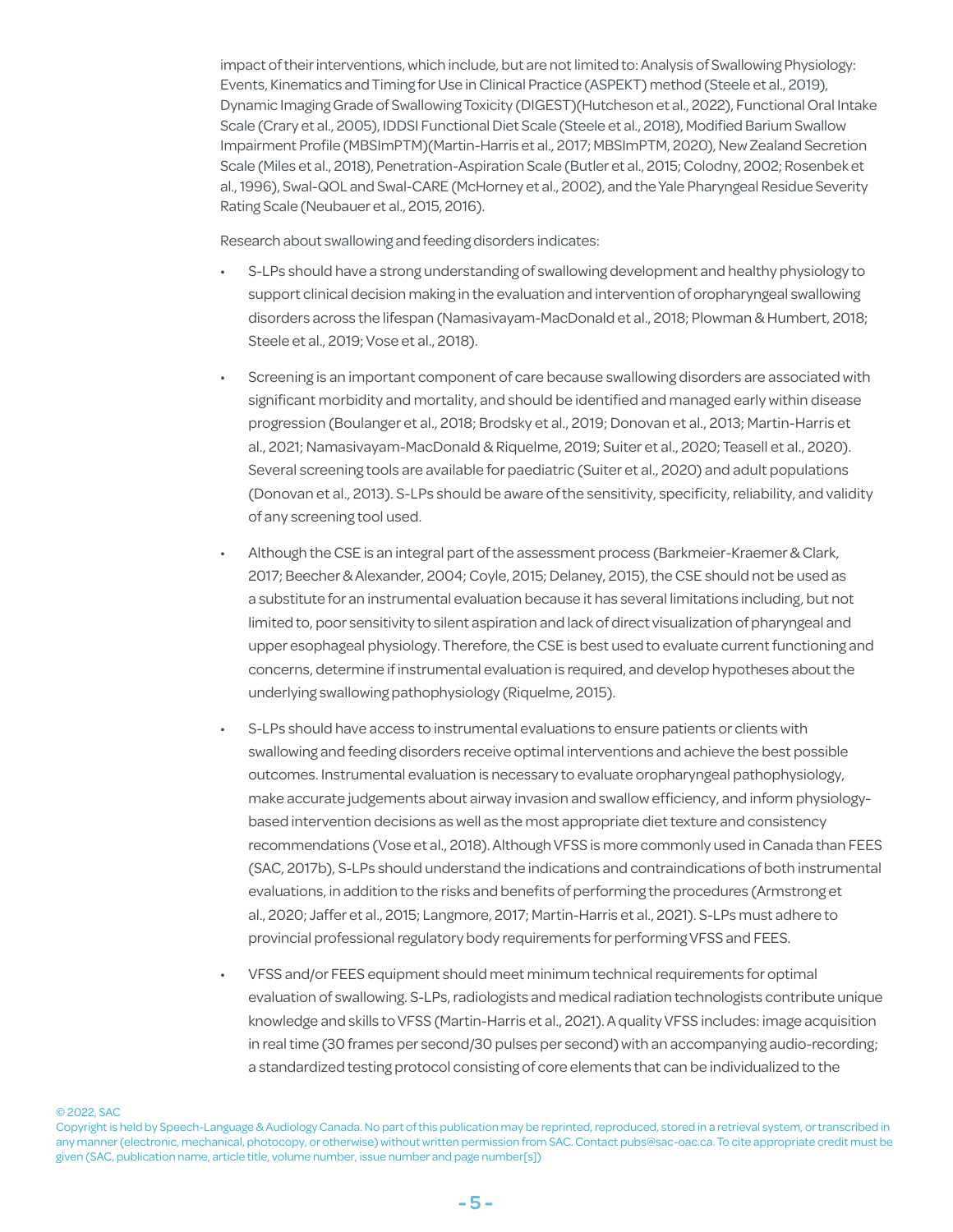impact of their interventions, which include, but are not limited to: Analysis of Swallowing Physiology: Events, Kinematics and Timing for Use in Clinical Practice (ASPEKT) method (Steele et al., 2019), Dynamic Imaging Grade of Swallowing Toxicity (DIGEST)(Hutcheson et al., 2022), Functional Oral Intake Scale (Crary et al., 2005), IDDSI Functional Diet Scale (Steele et al., 2018), Modified Barium Swallow Impairment Profile (MBSImPTM)(Martin-Harris et al., 2017; MBSImPTM, 2020), New Zealand Secretion Scale (Miles et al., 2018), Penetration-Aspiration Scale (Butler et al., 2015; Colodny, 2002; Rosenbek et al., 1996), Swal-QOL and Swal-CARE (McHorney et al., 2002), and the Yale Pharyngeal Residue Severity Rating Scale (Neubauer et al., 2015, 2016).

Research about swallowing and feeding disorders indicates:

- S-LPs should have a strong understanding of swallowing development and healthy physiology to support clinical decision making in the evaluation and intervention of oropharyngeal swallowing disorders across the lifespan (Namasivayam-MacDonald et al., 2018; Plowman & Humbert, 2018; Steele et al., 2019; Vose et al., 2018).

- Screening is an important component of care because swallowing disorders are associated with significant morbidity and mortality, and should be identified and managed early within disease progression (Boulanger et al., 2018; Brodsky et al., 2019; Donovan et al., 2013; Martin-Harris et al., 2021; Namasivayam-MacDonald & Riquelme, 2019; Suiter et al., 2020; Teasell et al., 2020). Several screening tools are available for paediatric (Suiter et al., 2020) and adult populations (Donovan et al., 2013). S-LPs should be aware of the sensitivity, specificity, reliability, and validity of any screening tool used.

- Although the CSE is an integral part of the assessment process (Barkmeier-Kraemer & Clark, 2017; Beecher & Alexander, 2004; Coyle, 2015; Delaney, 2015), the CSE should not be used as a substitute for an instrumental evaluation because it has several limitations including, but not limited to, poor sensitivity to silent aspiration and lack of direct visualization of pharyngeal and upper esophageal physiology. Therefore, the CSE is best used to evaluate current functioning and concerns, determine if instrumental evaluation is required, and develop hypotheses about the underlying swallowing pathophysiology (Riquelme, 2015).

- S-LPs should have access to instrumental evaluations to ensure patients or clients with swallowing and feeding disorders receive optimal interventions and achieve the best possible outcomes. Instrumental evaluation is necessary to evaluate oropharyngeal pathophysiology, make accurate judgements about airway invasion and swallow efficiency, and inform physiology-based intervention decisions as well as the most appropriate diet texture and consistency recommendations (Vose et al., 2018). Although VFSS is more commonly used in Canada than FEES (SAC, 2017b), S-LPs should understand the indications and contraindications of both instrumental evaluations, in addition to the risks and benefits of performing the procedures (Armstrong et al., 2020; Jaffer et al., 2015; Langmore, 2017; Martin-Harris et al., 2021). S-LPs must adhere to provincial professional regulatory body requirements for performing VFSS and FEES.

- VFSS and/or FEES equipment should meet minimum technical requirements for optimal evaluation of swallowing. S-LPs, radiologists and medical radiation technologists contribute unique knowledge and skills to VFSS (Martin-Harris et al., 2021). A quality VFSS includes: image acquisition in real time (30 frames per second/30 pulses per second) with an accompanying audio-recording; a standardized testing protocol consisting of core elements that can be individualized to the

© 2022, SAC
Copyright is held by Speech-Language & Audiology Canada. No part of this publication may be reprinted, reproduced, stored in a retrieval system, or transcribed in any manner (electronic, mechanical, photocopy, or otherwise) without written permission from SAC. Contact pubs@sac-oac.ca. To cite appropriate credit must be given (SAC, publication name, article title, volume number, issue number and page number[s])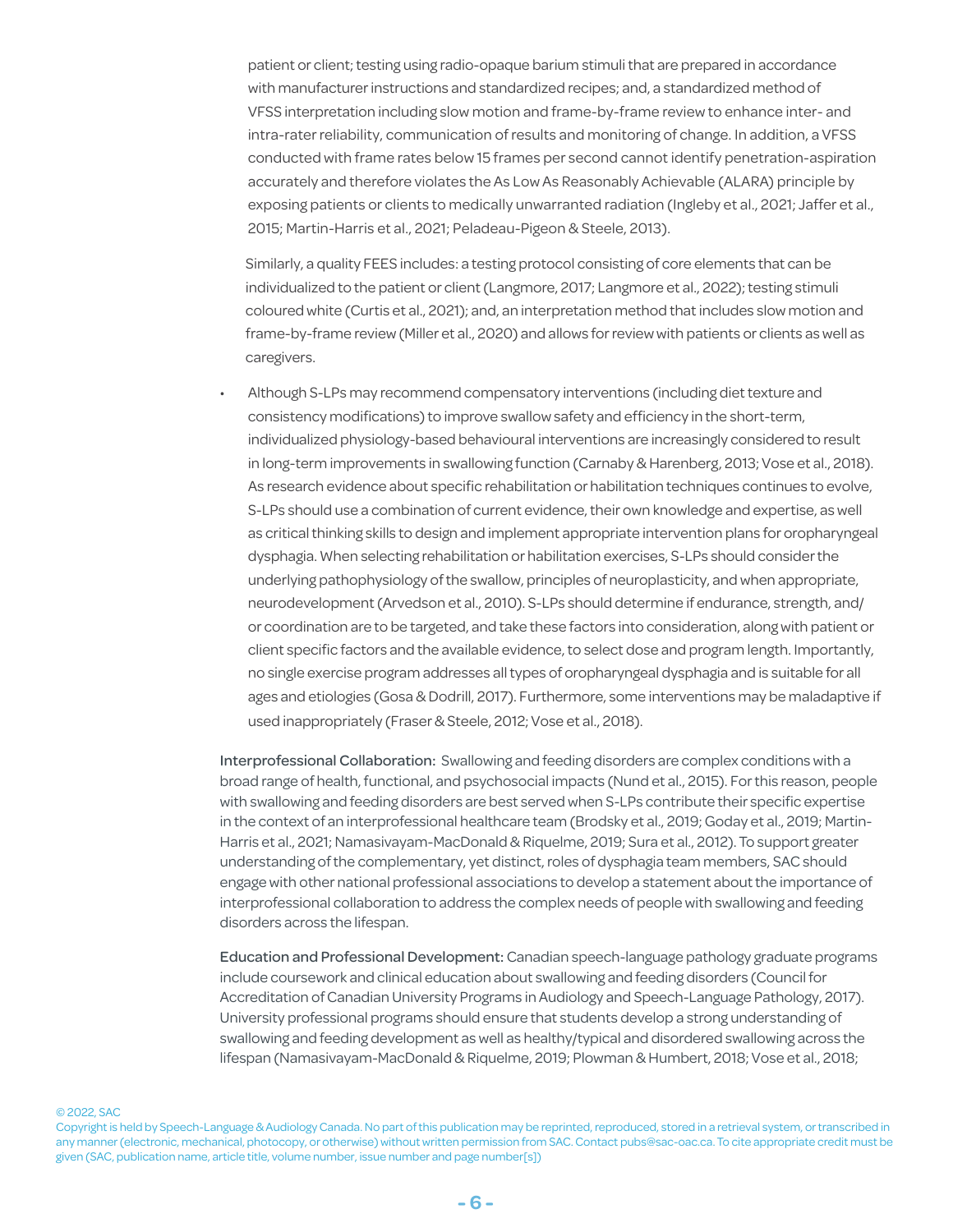patient or client; testing using radio-opaque barium stimuli that are prepared in accordance with manufacturer instructions and standardized recipes; and, a standardized method of VFSS interpretation including slow motion and frame-by-frame review to enhance inter- and intra-rater reliability, communication of results and monitoring of change. In addition, a VFSS conducted with frame rates below 15 frames per second cannot identify penetration-aspiration accurately and therefore violates the As Low As Reasonably Achievable (ALARA) principle by exposing patients or clients to medically unwarranted radiation (Ingleby et al., 2021; Jaffer et al., 2015; Martin-Harris et al., 2021; Peladeau-Pigeon & Steele, 2013).

Similarly, a quality FEES includes: a testing protocol consisting of core elements that can be individualized to the patient or client (Langmore, 2017; Langmore et al., 2022); testing stimuli coloured white (Curtis et al., 2021); and, an interpretation method that includes slow motion and frame-by-frame review (Miller et al., 2020) and allows for review with patients or clients as well as caregivers.

- Although S-LPs may recommend compensatory interventions (including diet texture and consistency modifications) to improve swallow safety and efficiency in the short-term, individualized physiology-based behavioural interventions are increasingly considered to result in long-term improvements in swallowing function (Carnaby & Harenberg, 2013; Vose et al., 2018). As research evidence about specific rehabilitation or habilitation techniques continues to evolve, S-LPs should use a combination of current evidence, their own knowledge and expertise, as well as critical thinking skills to design and implement appropriate intervention plans for oropharyngeal dysphagia. When selecting rehabilitation or habilitation exercises, S-LPs should consider the underlying pathophysiology of the swallow, principles of neuroplasticity, and when appropriate, neurodevelopment (Arvedson et al., 2010). S-LPs should determine if endurance, strength, and/or coordination are to be targeted, and take these factors into consideration, along with patient or client specific factors and the available evidence, to select dose and program length. Importantly, no single exercise program addresses all types of oropharyngeal dysphagia and is suitable for all ages and etiologies (Gosa & Dodrill, 2017). Furthermore, some interventions may be maladaptive if used inappropriately (Fraser & Steele, 2012; Vose et al., 2018).

Interprofessional Collaboration: Swallowing and feeding disorders are complex conditions with a broad range of health, functional, and psychosocial impacts (Nund et al., 2015). For this reason, people with swallowing and feeding disorders are best served when S-LPs contribute their specific expertise in the context of an interprofessional healthcare team (Brodsky et al., 2019; Goday et al., 2019; Martin-Harris et al., 2021; Namasivayam-MacDonald & Riquelme, 2019; Sura et al., 2012). To support greater understanding of the complementary, yet distinct, roles of dysphagia team members, SAC should engage with other national professional associations to develop a statement about the importance of interprofessional collaboration to address the complex needs of people with swallowing and feeding disorders across the lifespan.

Education and Professional Development: Canadian speech-language pathology graduate programs include coursework and clinical education about swallowing and feeding disorders (Council for Accreditation of Canadian University Programs in Audiology and Speech-Language Pathology, 2017). University professional programs should ensure that students develop a strong understanding of swallowing and feeding development as well as healthy/typical and disordered swallowing across the lifespan (Namasivayam-MacDonald & Riquelme, 2019; Plowman & Humbert, 2018; Vose et al., 2018;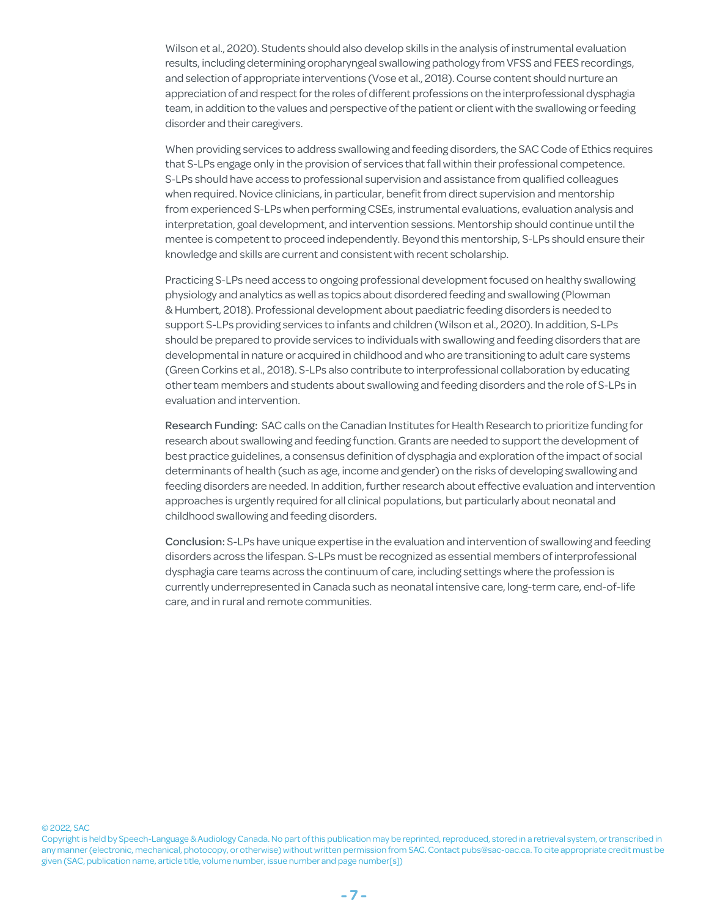Wilson et al., 2020). Students should also develop skills in the analysis of instrumental evaluation results, including determining oropharyngeal swallowing pathology from VFSS and FEES recordings, and selection of appropriate interventions (Vose et al., 2018). Course content should nurture an appreciation of and respect for the roles of different professions on the interprofessional dysphagia team, in addition to the values and perspective of the patient or client with the swallowing or feeding disorder and their caregivers.

When providing services to address swallowing and feeding disorders, the SAC Code of Ethics requires that S-LPs engage only in the provision of services that fall within their professional competence. S-LPs should have access to professional supervision and assistance from qualified colleagues when required. Novice clinicians, in particular, benefit from direct supervision and mentorship from experienced S-LPs when performing CSEs, instrumental evaluations, evaluation analysis and interpretation, goal development, and intervention sessions. Mentorship should continue until the mentee is competent to proceed independently. Beyond this mentorship, S-LPs should ensure their knowledge and skills are current and consistent with recent scholarship.

Practicing S-LPs need access to ongoing professional development focused on healthy swallowing physiology and analytics as well as topics about disordered feeding and swallowing (Plowman & Humbert, 2018). Professional development about paediatric feeding disorders is needed to support S-LPs providing services to infants and children (Wilson et al., 2020). In addition, S-LPs should be prepared to provide services to individuals with swallowing and feeding disorders that are developmental in nature or acquired in childhood and who are transitioning to adult care systems (Green Corkins et al., 2018). S-LPs also contribute to interprofessional collaboration by educating other team members and students about swallowing and feeding disorders and the role of S-LPs in evaluation and intervention.

**Research Funding:** SAC calls on the Canadian Institutes for Health Research to prioritize funding for research about swallowing and feeding function. Grants are needed to support the development of best practice guidelines, a consensus definition of dysphagia and exploration of the impact of social determinants of health (such as age, income and gender) on the risks of developing swallowing and feeding disorders are needed. In addition, further research about effective evaluation and intervention approaches is urgently required for all clinical populations, but particularly about neonatal and childhood swallowing and feeding disorders.

**Conclusion:** S-LPs have unique expertise in the evaluation and intervention of swallowing and feeding disorders across the lifespan. S-LPs must be recognized as essential members of interprofessional dysphagia care teams across the continuum of care, including settings where the profession is currently underrepresented in Canada such as neonatal intensive care, long-term care, end-of-life care, and in rural and remote communities.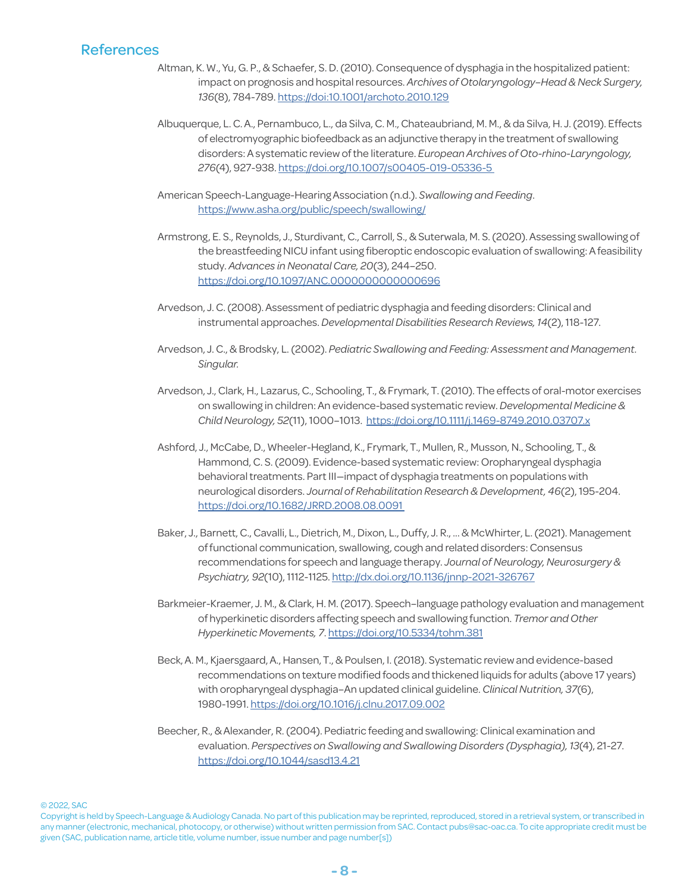## References

Altman, K. W., Yu, G. P., & Schaefer, S. D. (2010). Consequence of dysphagia in the hospitalized patient: impact on prognosis and hospital resources. *Archives of Otolaryngology–Head & Neck Surgery, 136*(8), 784-789. https://doi:10.1001/archoto.2010.129

Albuquerque, L. C. A., Pernambuco, L., da Silva, C. M., Chateaubriand, M. M., & da Silva, H. J. (2019). Effects of electromyographic biofeedback as an adjunctive therapy in the treatment of swallowing disorders: A systematic review of the literature. *European Archives of Oto-rhino-Laryngology, 276*(4), 927-938. https://doi.org/10.1007/s00405-019-05336-5

American Speech-Language-Hearing Association (n.d.). *Swallowing and Feeding*. https://www.asha.org/public/speech/swallowing/

Armstrong, E. S., Reynolds, J., Sturdivant, C., Carroll, S., & Suterwala, M. S. (2020). Assessing swallowing of the breastfeeding NICU infant using fiberoptic endoscopic evaluation of swallowing: A feasibility study. *Advances in Neonatal Care, 20*(3), 244–250. https://doi.org/10.1097/ANC.0000000000000696

Arvedson, J. C. (2008). Assessment of pediatric dysphagia and feeding disorders: Clinical and instrumental approaches. *Developmental Disabilities Research Reviews, 14*(2), 118-127.

Arvedson, J. C., & Brodsky, L. (2002). *Pediatric Swallowing and Feeding: Assessment and Management. Singular.*

Arvedson, J., Clark, H., Lazarus, C., Schooling, T., & Frymark, T. (2010). The effects of oral-motor exercises on swallowing in children: An evidence-based systematic review. *Developmental Medicine & Child Neurology, 52*(11), 1000–1013. https://doi.org/10.1111/j.1469-8749.2010.03707.x

Ashford, J., McCabe, D., Wheeler-Hegland, K., Frymark, T., Mullen, R., Musson, N., Schooling, T., & Hammond, C. S. (2009). Evidence-based systematic review: Oropharyngeal dysphagia behavioral treatments. Part III—impact of dysphagia treatments on populations with neurological disorders. *Journal of Rehabilitation Research & Development, 46*(2), 195-204. https://doi.org/10.1682/JRRD.2008.08.0091

Baker, J., Barnett, C., Cavalli, L., Dietrich, M., Dixon, L., Duffy, J. R., ... & McWhirter, L. (2021). Management of functional communication, swallowing, cough and related disorders: Consensus recommendations for speech and language therapy. *Journal of Neurology, Neurosurgery & Psychiatry, 92*(10), 1112-1125. http://dx.doi.org/10.1136/jnnp-2021-326767

Barkmeier-Kraemer, J. M., & Clark, H. M. (2017). Speech–language pathology evaluation and management of hyperkinetic disorders affecting speech and swallowing function. *Tremor and Other Hyperkinetic Movements, 7*. https://doi.org/10.5334/tohm.381

Beck, A. M., Kjaersgaard, A., Hansen, T., & Poulsen, I. (2018). Systematic review and evidence-based recommendations on texture modified foods and thickened liquids for adults (above 17 years) with oropharyngeal dysphagia–An updated clinical guideline. *Clinical Nutrition, 37*(6), 1980-1991. https://doi.org/10.1016/j.clnu.2017.09.002

Beecher, R., & Alexander, R. (2004). Pediatric feeding and swallowing: Clinical examination and evaluation. *Perspectives on Swallowing and Swallowing Disorders (Dysphagia), 13*(4), 21-27. https://doi.org/10.1044/sasd13.4.21

© 2022, SAC
Copyright is held by Speech-Language & Audiology Canada. No part of this publication may be reprinted, reproduced, stored in a retrieval system, or transcribed in any manner (electronic, mechanical, photocopy, or otherwise) without written permission from SAC. Contact pubs@sac-oac.ca. To cite appropriate credit must be given (SAC, publication name, article title, volume number, issue number and page number[s])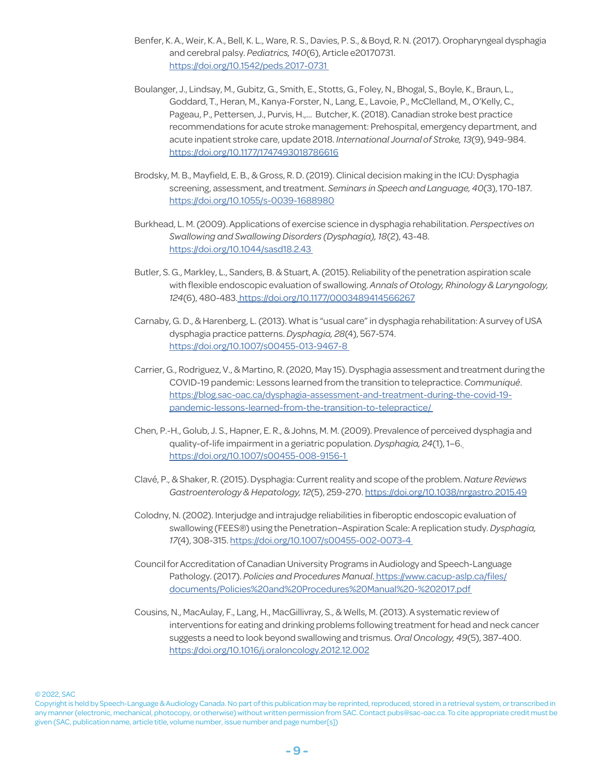Benfer, K. A., Weir, K. A., Bell, K. L., Ware, R. S., Davies, P. S., & Boyd, R. N. (2017). Oropharyngeal dysphagia and cerebral palsy. *Pediatrics, 140*(6), Article e20170731. https://doi.org/10.1542/peds.2017-0731

Boulanger, J., Lindsay, M., Gubitz, G., Smith, E., Stotts, G., Foley, N., Bhogal, S., Boyle, K., Braun, L., Goddard, T., Heran, M., Kanya-Forster, N., Lang, E., Lavoie, P., McClelland, M., O'Kelly, C., Pageau, P., Pettersen, J., Purvis, H.,... Butcher, K. (2018). Canadian stroke best practice recommendations for acute stroke management: Prehospital, emergency department, and acute inpatient stroke care, update 2018. *International Journal of Stroke, 13*(9), 949-984. https://doi.org/10.1177/1747493018786616

Brodsky, M. B., Mayfield, E. B., & Gross, R. D. (2019). Clinical decision making in the ICU: Dysphagia screening, assessment, and treatment. *Seminars in Speech and Language, 40*(3), 170-187. https://doi.org/10.1055/s-0039-1688980

Burkhead, L. M. (2009). Applications of exercise science in dysphagia rehabilitation. *Perspectives on Swallowing and Swallowing Disorders (Dysphagia), 18*(2), 43-48. https://doi.org/10.1044/sasd18.2.43

Butler, S. G., Markley, L., Sanders, B. & Stuart, A. (2015). Reliability of the penetration aspiration scale with flexible endoscopic evaluation of swallowing. *Annals of Otology, Rhinology & Laryngology, 124*(6), 480-483. https://doi.org/10.1177/0003489414566267

Carnaby, G. D., & Harenberg, L. (2013). What is "usual care" in dysphagia rehabilitation: A survey of USA dysphagia practice patterns. *Dysphagia, 28*(4), 567-574. https://doi.org/10.1007/s00455-013-9467-8

Carrier, G., Rodriguez, V., & Martino, R. (2020, May 15). Dysphagia assessment and treatment during the COVID-19 pandemic: Lessons learned from the transition to telepractice. *Communiqué*. https://blog.sac-oac.ca/dysphagia-assessment-and-treatment-during-the-covid-19-pandemic-lessons-learned-from-the-transition-to-telepractice/

Chen, P.-H., Golub, J. S., Hapner, E. R., & Johns, M. M. (2009). Prevalence of perceived dysphagia and quality-of-life impairment in a geriatric population. *Dysphagia, 24*(1), 1–6. https://doi.org/10.1007/s00455-008-9156-1

Clavé, P., & Shaker, R. (2015). Dysphagia: Current reality and scope of the problem. *Nature Reviews Gastroenterology & Hepatology, 12*(5), 259-270. https://doi.org/10.1038/nrgastro.2015.49

Colodny, N. (2002). Interjudge and intrajudge reliabilities in fiberoptic endoscopic evaluation of swallowing (FEES®) using the Penetration–Aspiration Scale: A replication study. *Dysphagia, 17*(4), 308-315. https://doi.org/10.1007/s00455-002-0073-4

Council for Accreditation of Canadian University Programs in Audiology and Speech-Language Pathology. (2017). *Policies and Procedures Manual*. https://www.cacup-aslp.ca/files/documents/Policies%20and%20Procedures%20Manual%20-%202017.pdf

Cousins, N., MacAulay, F., Lang, H., MacGillivray, S., & Wells, M. (2013). A systematic review of interventions for eating and drinking problems following treatment for head and neck cancer suggests a need to look beyond swallowing and trismus. *Oral Oncology, 49*(5), 387-400. https://doi.org/10.1016/j.oraloncology.2012.12.002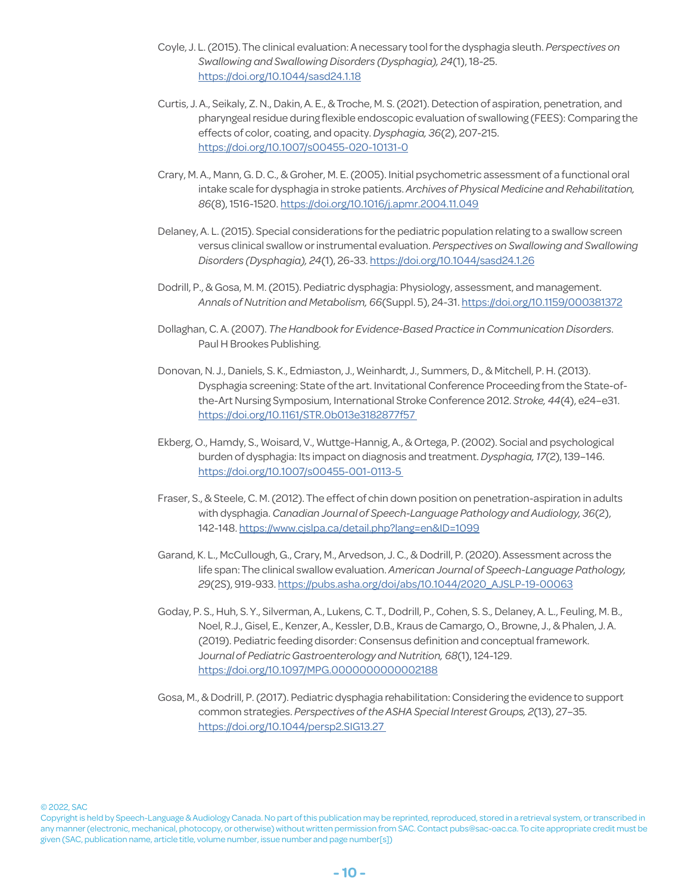Coyle, J. L. (2015). The clinical evaluation: A necessary tool for the dysphagia sleuth. *Perspectives on Swallowing and Swallowing Disorders (Dysphagia), 24*(1), 18-25. https://doi.org/10.1044/sasd24.1.18

Curtis, J. A., Seikaly, Z. N., Dakin, A. E., & Troche, M. S. (2021). Detection of aspiration, penetration, and pharyngeal residue during flexible endoscopic evaluation of swallowing (FEES): Comparing the effects of color, coating, and opacity. *Dysphagia, 36*(2), 207-215. https://doi.org/10.1007/s00455-020-10131-0

Crary, M. A., Mann, G. D. C., & Groher, M. E. (2005). Initial psychometric assessment of a functional oral intake scale for dysphagia in stroke patients. *Archives of Physical Medicine and Rehabilitation, 86*(8), 1516-1520. https://doi.org/10.1016/j.apmr.2004.11.049

Delaney, A. L. (2015). Special considerations for the pediatric population relating to a swallow screen versus clinical swallow or instrumental evaluation. *Perspectives on Swallowing and Swallowing Disorders (Dysphagia), 24*(1), 26-33. https://doi.org/10.1044/sasd24.1.26

Dodrill, P., & Gosa, M. M. (2015). Pediatric dysphagia: Physiology, assessment, and management. *Annals of Nutrition and Metabolism, 66*(Suppl. 5), 24-31. https://doi.org/10.1159/000381372

Dollaghan, C. A. (2007). *The Handbook for Evidence-Based Practice in Communication Disorders*. Paul H Brookes Publishing.

Donovan, N. J., Daniels, S. K., Edmiaston, J., Weinhardt, J., Summers, D., & Mitchell, P. H. (2013). Dysphagia screening: State of the art. Invitational Conference Proceeding from the State-of-the-Art Nursing Symposium, International Stroke Conference 2012. *Stroke, 44*(4), e24–e31. https://doi.org/10.1161/STR.0b013e3182877f57

Ekberg, O., Hamdy, S., Woisard, V., Wuttge-Hannig, A., & Ortega, P. (2002). Social and psychological burden of dysphagia: Its impact on diagnosis and treatment. *Dysphagia, 17*(2), 139–146. https://doi.org/10.1007/s00455-001-0113-5

Fraser, S., & Steele, C. M. (2012). The effect of chin down position on penetration-aspiration in adults with dysphagia. *Canadian Journal of Speech-Language Pathology and Audiology, 36*(2), 142-148. https://www.cjslpa.ca/detail.php?lang=en&ID=1099

Garand, K. L., McCullough, G., Crary, M., Arvedson, J. C., & Dodrill, P. (2020). Assessment across the life span: The clinical swallow evaluation. *American Journal of Speech-Language Pathology, 29*(2S), 919-933. https://pubs.asha.org/doi/abs/10.1044/2020_AJSLP-19-00063

Goday, P. S., Huh, S. Y., Silverman, A., Lukens, C. T., Dodrill, P., Cohen, S. S., Delaney, A. L., Feuling, M. B., Noel, R.J., Gisel, E., Kenzer, A., Kessler, D.B., Kraus de Camargo, O., Browne, J., & Phalen, J. A. (2019). Pediatric feeding disorder: Consensus definition and conceptual framework. *Journal of Pediatric Gastroenterology and Nutrition, 68*(1), 124-129. https://doi.org/10.1097/MPG.0000000000002188

Gosa, M., & Dodrill, P. (2017). Pediatric dysphagia rehabilitation: Considering the evidence to support common strategies. *Perspectives of the ASHA Special Interest Groups, 2*(13), 27–35. https://doi.org/10.1044/persp2.SIG13.27

© 2022, SAC
Copyright is held by Speech-Language & Audiology Canada. No part of this publication may be reprinted, reproduced, stored in a retrieval system, or transcribed in any manner (electronic, mechanical, photocopy, or otherwise) without written permission from SAC. Contact pubs@sac-oac.ca. To cite appropriate credit must be given (SAC, publication name, article title, volume number, issue number and page number[s])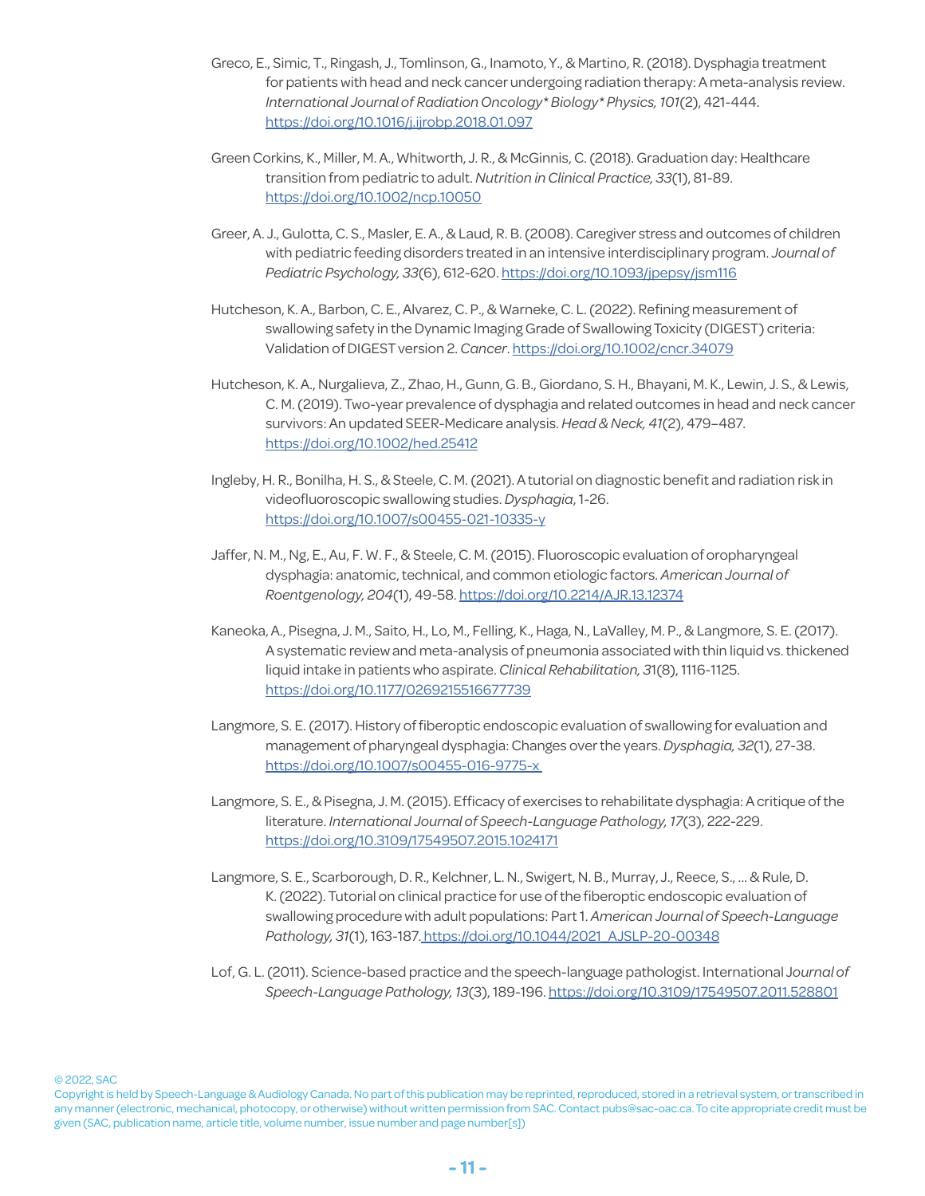Greco, E., Simic, T., Ringash, J., Tomlinson, G., Inamoto, Y., & Martino, R. (2018). Dysphagia treatment for patients with head and neck cancer undergoing radiation therapy: A meta-analysis review. *International Journal of Radiation Oncology\* Biology\* Physics, 101*(2), 421-444. https://doi.org/10.1016/j.ijrobp.2018.01.097

Green Corkins, K., Miller, M. A., Whitworth, J. R., & McGinnis, C. (2018). Graduation day: Healthcare transition from pediatric to adult. *Nutrition in Clinical Practice, 33*(1), 81-89. https://doi.org/10.1002/ncp.10050

Greer, A. J., Gulotta, C. S., Masler, E. A., & Laud, R. B. (2008). Caregiver stress and outcomes of children with pediatric feeding disorders treated in an intensive interdisciplinary program. *Journal of Pediatric Psychology, 33*(6), 612-620. https://doi.org/10.1093/jpepsy/jsm116

Hutcheson, K. A., Barbon, C. E., Alvarez, C. P., & Warneke, C. L. (2022). Refining measurement of swallowing safety in the Dynamic Imaging Grade of Swallowing Toxicity (DIGEST) criteria: Validation of DIGEST version 2. *Cancer*. https://doi.org/10.1002/cncr.34079

Hutcheson, K. A., Nurgalieva, Z., Zhao, H., Gunn, G. B., Giordano, S. H., Bhayani, M. K., Lewin, J. S., & Lewis, C. M. (2019). Two-year prevalence of dysphagia and related outcomes in head and neck cancer survivors: An updated SEER-Medicare analysis. *Head & Neck, 41*(2), 479–487. https://doi.org/10.1002/hed.25412

Ingleby, H. R., Bonilha, H. S., & Steele, C. M. (2021). A tutorial on diagnostic benefit and radiation risk in videofluoroscopic swallowing studies. *Dysphagia*, 1-26. https://doi.org/10.1007/s00455-021-10335-y

Jaffer, N. M., Ng, E., Au, F. W. F., & Steele, C. M. (2015). Fluoroscopic evaluation of oropharyngeal dysphagia: anatomic, technical, and common etiologic factors. *American Journal of Roentgenology, 204*(1), 49-58. https://doi.org/10.2214/AJR.13.12374

Kaneoka, A., Pisegna, J. M., Saito, H., Lo, M., Felling, K., Haga, N., LaValley, M. P., & Langmore, S. E. (2017). A systematic review and meta-analysis of pneumonia associated with thin liquid vs. thickened liquid intake in patients who aspirate. *Clinical Rehabilitation, 31*(8), 1116-1125. https://doi.org/10.1177/0269215516677739

Langmore, S. E. (2017). History of fiberoptic endoscopic evaluation of swallowing for evaluation and management of pharyngeal dysphagia: Changes over the years. *Dysphagia, 32*(1), 27-38. https://doi.org/10.1007/s00455-016-9775-x

Langmore, S. E., & Pisegna, J. M. (2015). Efficacy of exercises to rehabilitate dysphagia: A critique of the literature. *International Journal of Speech-Language Pathology, 17*(3), 222-229. https://doi.org/10.3109/17549507.2015.1024171

Langmore, S. E., Scarborough, D. R., Kelchner, L. N., Swigert, N. B., Murray, J., Reece, S., ... & Rule, D. K. (2022). Tutorial on clinical practice for use of the fiberoptic endoscopic evaluation of swallowing procedure with adult populations: Part 1. *American Journal of Speech-Language Pathology, 31*(1), 163-187. https://doi.org/10.1044/2021_AJSLP-20-00348

Lof, G. L. (2011). Science-based practice and the speech-language pathologist. International *Journal of Speech-Language Pathology, 13*(3), 189-196. https://doi.org/10.3109/17549507.2011.528801

© 2022, SAC
Copyright is held by Speech-Language & Audiology Canada. No part of this publication may be reprinted, reproduced, stored in a retrieval system, or transcribed in any manner (electronic, mechanical, photocopy, or otherwise) without written permission from SAC. Contact pubs@sac-oac.ca. To cite appropriate credit must be given (SAC, publication name, article title, volume number, issue number and page number[s])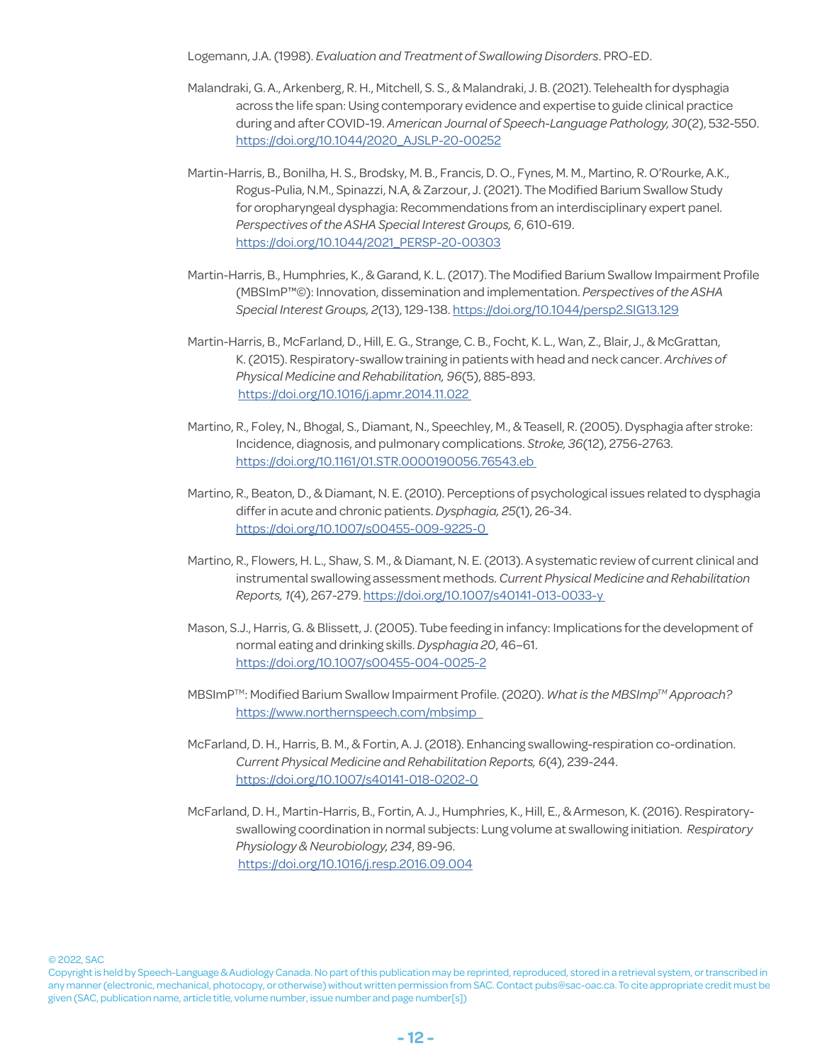Logemann, J.A. (1998). *Evaluation and Treatment of Swallowing Disorders*. PRO-ED.

Malandraki, G. A., Arkenberg, R. H., Mitchell, S. S., & Malandraki, J. B. (2021). Telehealth for dysphagia across the life span: Using contemporary evidence and expertise to guide clinical practice during and after COVID-19. *American Journal of Speech-Language Pathology, 30*(2), 532-550. https://doi.org/10.1044/2020_AJSLP-20-00252

Martin-Harris, B., Bonilha, H. S., Brodsky, M. B., Francis, D. O., Fynes, M. M., Martino, R. O'Rourke, A.K., Rogus-Pulia, N.M., Spinazzi, N.A, & Zarzour, J. (2021). The Modified Barium Swallow Study for oropharyngeal dysphagia: Recommendations from an interdisciplinary expert panel. *Perspectives of the ASHA Special Interest Groups, 6*, 610-619. https://doi.org/10.1044/2021_PERSP-20-00303

Martin-Harris, B., Humphries, K., & Garand, K. L. (2017). The Modified Barium Swallow Impairment Profile (MBSImP™©): Innovation, dissemination and implementation. *Perspectives of the ASHA Special Interest Groups, 2*(13), 129-138. https://doi.org/10.1044/persp2.SIG13.129

Martin-Harris, B., McFarland, D., Hill, E. G., Strange, C. B., Focht, K. L., Wan, Z., Blair, J., & McGrattan, K. (2015). Respiratory-swallow training in patients with head and neck cancer. *Archives of Physical Medicine and Rehabilitation, 96*(5), 885-893. https://doi.org/10.1016/j.apmr.2014.11.022

Martino, R., Foley, N., Bhogal, S., Diamant, N., Speechley, M., & Teasell, R. (2005). Dysphagia after stroke: Incidence, diagnosis, and pulmonary complications. *Stroke, 36*(12), 2756-2763. https://doi.org/10.1161/01.STR.0000190056.76543.eb

Martino, R., Beaton, D., & Diamant, N. E. (2010). Perceptions of psychological issues related to dysphagia differ in acute and chronic patients. *Dysphagia, 25*(1), 26-34. https://doi.org/10.1007/s00455-009-9225-0

Martino, R., Flowers, H. L., Shaw, S. M., & Diamant, N. E. (2013). A systematic review of current clinical and instrumental swallowing assessment methods. *Current Physical Medicine and Rehabilitation Reports, 1*(4), 267-279. https://doi.org/10.1007/s40141-013-0033-y

Mason, S.J., Harris, G. & Blissett, J. (2005). Tube feeding in infancy: Implications for the development of normal eating and drinking skills. *Dysphagia 20*, 46–61. https://doi.org/10.1007/s00455-004-0025-2

MBSImP™: Modified Barium Swallow Impairment Profile. (2020). *What is the MBSImp™ Approach?* https://www.northernspeech.com/mbsimp

McFarland, D. H., Harris, B. M., & Fortin, A. J. (2018). Enhancing swallowing-respiration co-ordination. *Current Physical Medicine and Rehabilitation Reports, 6*(4), 239-244. https://doi.org/10.1007/s40141-018-0202-0

McFarland, D. H., Martin-Harris, B., Fortin, A. J., Humphries, K., Hill, E., & Armeson, K. (2016). Respiratory-swallowing coordination in normal subjects: Lung volume at swallowing initiation. *Respiratory Physiology & Neurobiology, 234*, 89-96. https://doi.org/10.1016/j.resp.2016.09.004

© 2022, SAC
Copyright is held by Speech-Language & Audiology Canada. No part of this publication may be reprinted, reproduced, stored in a retrieval system, or transcribed in any manner (electronic, mechanical, photocopy, or otherwise) without written permission from SAC. Contact pubs@sac-oac.ca. To cite appropriate credit must be given (SAC, publication name, article title, volume number, issue number and page number[s])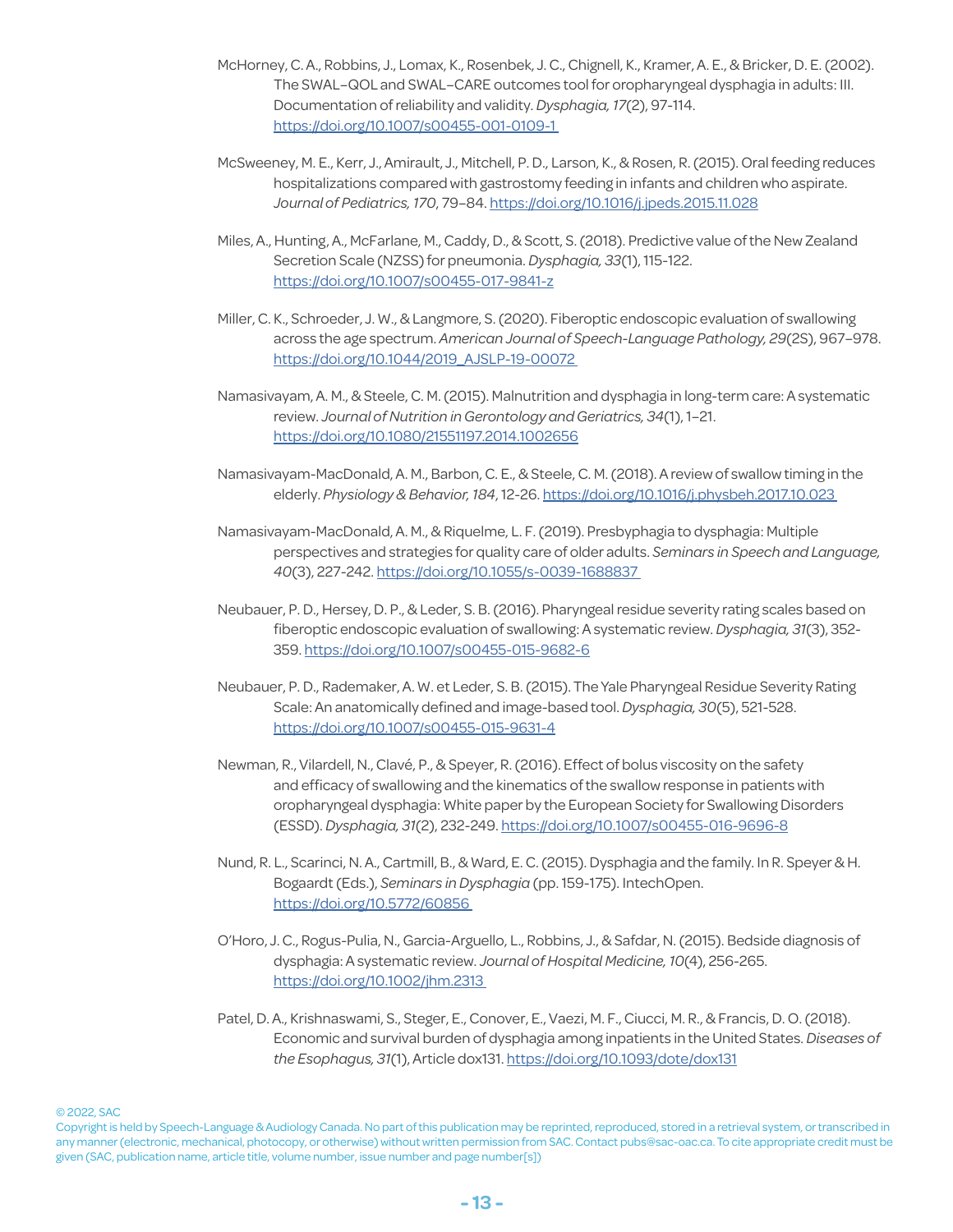McHorney, C. A., Robbins, J., Lomax, K., Rosenbek, J. C., Chignell, K., Kramer, A. E., & Bricker, D. E. (2002). The SWAL–QOL and SWAL–CARE outcomes tool for oropharyngeal dysphagia in adults: III. Documentation of reliability and validity. *Dysphagia, 17*(2), 97-114. https://doi.org/10.1007/s00455-001-0109-1

McSweeney, M. E., Kerr, J., Amirault, J., Mitchell, P. D., Larson, K., & Rosen, R. (2015). Oral feeding reduces hospitalizations compared with gastrostomy feeding in infants and children who aspirate. *Journal of Pediatrics, 170*, 79–84. https://doi.org/10.1016/j.jpeds.2015.11.028

Miles, A., Hunting, A., McFarlane, M., Caddy, D., & Scott, S. (2018). Predictive value of the New Zealand Secretion Scale (NZSS) for pneumonia. *Dysphagia, 33*(1), 115-122. https://doi.org/10.1007/s00455-017-9841-z

Miller, C. K., Schroeder, J. W., & Langmore, S. (2020). Fiberoptic endoscopic evaluation of swallowing across the age spectrum. *American Journal of Speech-Language Pathology, 29*(2S), 967–978. https://doi.org/10.1044/2019_AJSLP-19-00072

Namasivayam, A. M., & Steele, C. M. (2015). Malnutrition and dysphagia in long-term care: A systematic review. *Journal of Nutrition in Gerontology and Geriatrics, 34*(1), 1–21. https://doi.org/10.1080/21551197.2014.1002656

Namasivayam-MacDonald, A. M., Barbon, C. E., & Steele, C. M. (2018). A review of swallow timing in the elderly. *Physiology & Behavior, 184*, 12-26. https://doi.org/10.1016/j.physbeh.2017.10.023

Namasivayam-MacDonald, A. M., & Riquelme, L. F. (2019). Presbyphagia to dysphagia: Multiple perspectives and strategies for quality care of older adults. *Seminars in Speech and Language, 40*(3), 227-242. https://doi.org/10.1055/s-0039-1688837

Neubauer, P. D., Hersey, D. P., & Leder, S. B. (2016). Pharyngeal residue severity rating scales based on fiberoptic endoscopic evaluation of swallowing: A systematic review. *Dysphagia, 31*(3), 352-359. https://doi.org/10.1007/s00455-015-9682-6

Neubauer, P. D., Rademaker, A. W. et Leder, S. B. (2015). The Yale Pharyngeal Residue Severity Rating Scale: An anatomically defined and image-based tool. *Dysphagia, 30*(5), 521-528. https://doi.org/10.1007/s00455-015-9631-4

Newman, R., Vilardell, N., Clavé, P., & Speyer, R. (2016). Effect of bolus viscosity on the safety and efficacy of swallowing and the kinematics of the swallow response in patients with oropharyngeal dysphagia: White paper by the European Society for Swallowing Disorders (ESSD). *Dysphagia, 31*(2), 232-249. https://doi.org/10.1007/s00455-016-9696-8

Nund, R. L., Scarinci, N. A., Cartmill, B., & Ward, E. C. (2015). Dysphagia and the family. In R. Speyer & H. Bogaardt (Eds.), *Seminars in Dysphagia* (pp. 159-175). IntechOpen. https://doi.org/10.5772/60856

O'Horo, J. C., Rogus-Pulia, N., Garcia-Arguello, L., Robbins, J., & Safdar, N. (2015). Bedside diagnosis of dysphagia: A systematic review. *Journal of Hospital Medicine, 10*(4), 256-265. https://doi.org/10.1002/jhm.2313

Patel, D. A., Krishnaswami, S., Steger, E., Conover, E., Vaezi, M. F., Ciucci, M. R., & Francis, D. O. (2018). Economic and survival burden of dysphagia among inpatients in the United States. *Diseases of the Esophagus, 31*(1), Article dox131. https://doi.org/10.1093/dote/dox131

© 2022, SAC
Copyright is held by Speech-Language & Audiology Canada. No part of this publication may be reprinted, reproduced, stored in a retrieval system, or transcribed in any manner (electronic, mechanical, photocopy, or otherwise) without written permission from SAC. Contact pubs@sac-oac.ca. To cite appropriate credit must be given (SAC, publication name, article title, volume number, issue number and page number[s])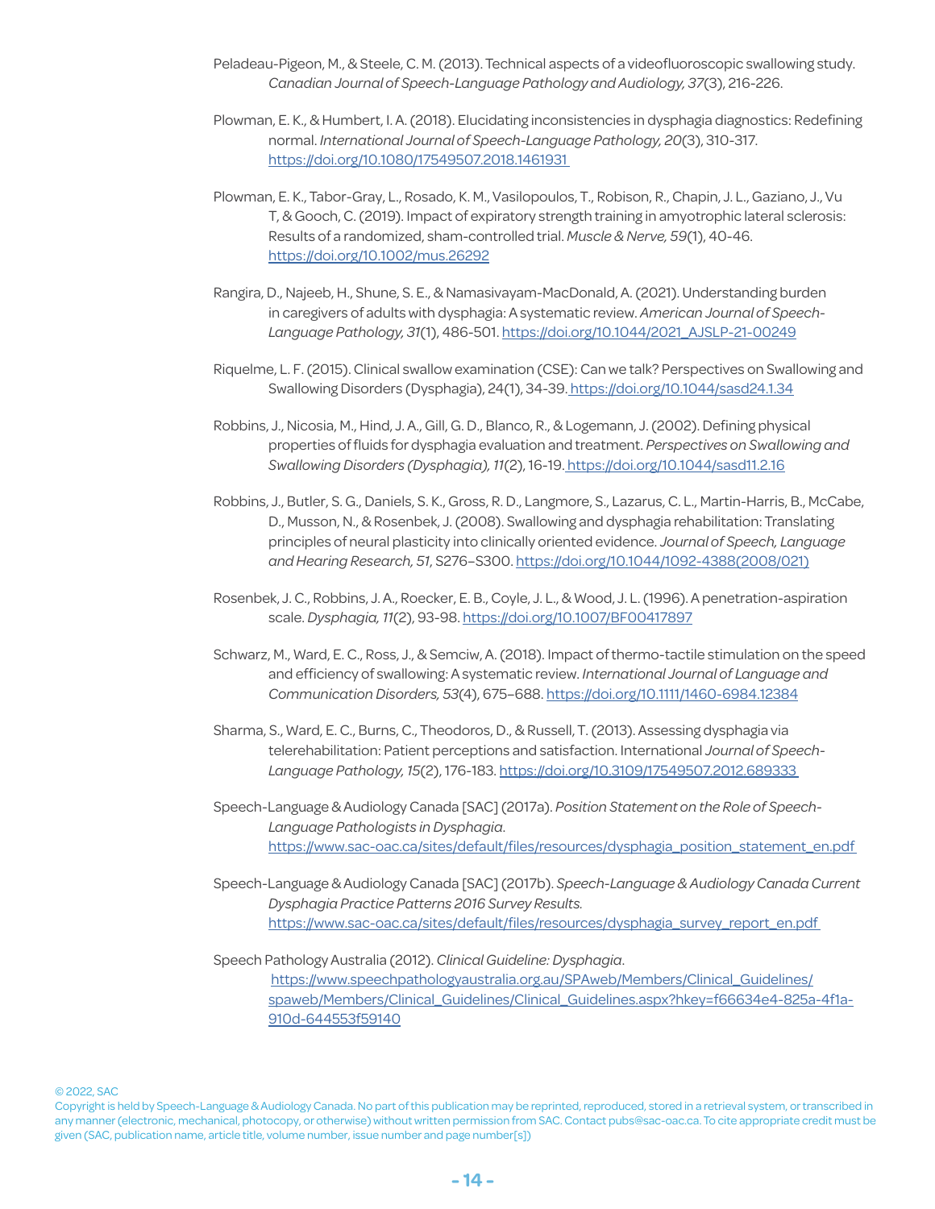Peladeau-Pigeon, M., & Steele, C. M. (2013). Technical aspects of a videofluoroscopic swallowing study. *Canadian Journal of Speech-Language Pathology and Audiology, 37*(3), 216-226.

Plowman, E. K., & Humbert, I. A. (2018). Elucidating inconsistencies in dysphagia diagnostics: Redefining normal. *International Journal of Speech-Language Pathology, 20*(3), 310-317. https://doi.org/10.1080/17549507.2018.1461931

Plowman, E. K., Tabor-Gray, L., Rosado, K. M., Vasilopoulos, T., Robison, R., Chapin, J. L., Gaziano, J., Vu T, & Gooch, C. (2019). Impact of expiratory strength training in amyotrophic lateral sclerosis: Results of a randomized, sham-controlled trial. *Muscle & Nerve, 59*(1), 40-46. https://doi.org/10.1002/mus.26292

Rangira, D., Najeeb, H., Shune, S. E., & Namasivayam-MacDonald, A. (2021). Understanding burden in caregivers of adults with dysphagia: A systematic review. *American Journal of Speech-Language Pathology, 31*(1), 486-501. https://doi.org/10.1044/2021_AJSLP-21-00249

Riquelme, L. F. (2015). Clinical swallow examination (CSE): Can we talk? Perspectives on Swallowing and Swallowing Disorders (Dysphagia), 24(1), 34-39. https://doi.org/10.1044/sasd24.1.34

Robbins, J., Nicosia, M., Hind, J. A., Gill, G. D., Blanco, R., & Logemann, J. (2002). Defining physical properties of fluids for dysphagia evaluation and treatment. *Perspectives on Swallowing and Swallowing Disorders (Dysphagia), 11*(2), 16-19. https://doi.org/10.1044/sasd11.2.16

Robbins, J., Butler, S. G., Daniels, S. K., Gross, R. D., Langmore, S., Lazarus, C. L., Martin-Harris, B., McCabe, D., Musson, N., & Rosenbek, J. (2008). Swallowing and dysphagia rehabilitation: Translating principles of neural plasticity into clinically oriented evidence. *Journal of Speech, Language and Hearing Research, 51*, S276–S300. https://doi.org/10.1044/1092-4388(2008/021)

Rosenbek, J. C., Robbins, J. A., Roecker, E. B., Coyle, J. L., & Wood, J. L. (1996). A penetration-aspiration scale. *Dysphagia, 11*(2), 93-98. https://doi.org/10.1007/BF00417897

Schwarz, M., Ward, E. C., Ross, J., & Semciw, A. (2018). Impact of thermo-tactile stimulation on the speed and efficiency of swallowing: A systematic review. *International Journal of Language and Communication Disorders, 53*(4), 675–688. https://doi.org/10.1111/1460-6984.12384

Sharma, S., Ward, E. C., Burns, C., Theodoros, D., & Russell, T. (2013). Assessing dysphagia via telerehabilitation: Patient perceptions and satisfaction. International *Journal of Speech-Language Pathology, 15*(2), 176-183. https://doi.org/10.3109/17549507.2012.689333

Speech-Language & Audiology Canada [SAC] (2017a). *Position Statement on the Role of Speech-Language Pathologists in Dysphagia*. https://www.sac-oac.ca/sites/default/files/resources/dysphagia_position_statement_en.pdf

Speech-Language & Audiology Canada [SAC] (2017b). *Speech-Language & Audiology Canada Current Dysphagia Practice Patterns 2016 Survey Results.* https://www.sac-oac.ca/sites/default/files/resources/dysphagia_survey_report_en.pdf

Speech Pathology Australia (2012). *Clinical Guideline: Dysphagia*. https://www.speechpathologyaustralia.org.au/SPAweb/Members/Clinical_Guidelines/spaweb/Members/Clinical_Guidelines/Clinical_Guidelines.aspx?hkey=f66634e4-825a-4f1a-910d-644553f59140

© 2022, SAC
Copyright is held by Speech-Language & Audiology Canada. No part of this publication may be reprinted, reproduced, stored in a retrieval system, or transcribed in any manner (electronic, mechanical, photocopy, or otherwise) without written permission from SAC. Contact pubs@sac-oac.ca. To cite appropriate credit must be given (SAC, publication name, article title, volume number, issue number and page number[s])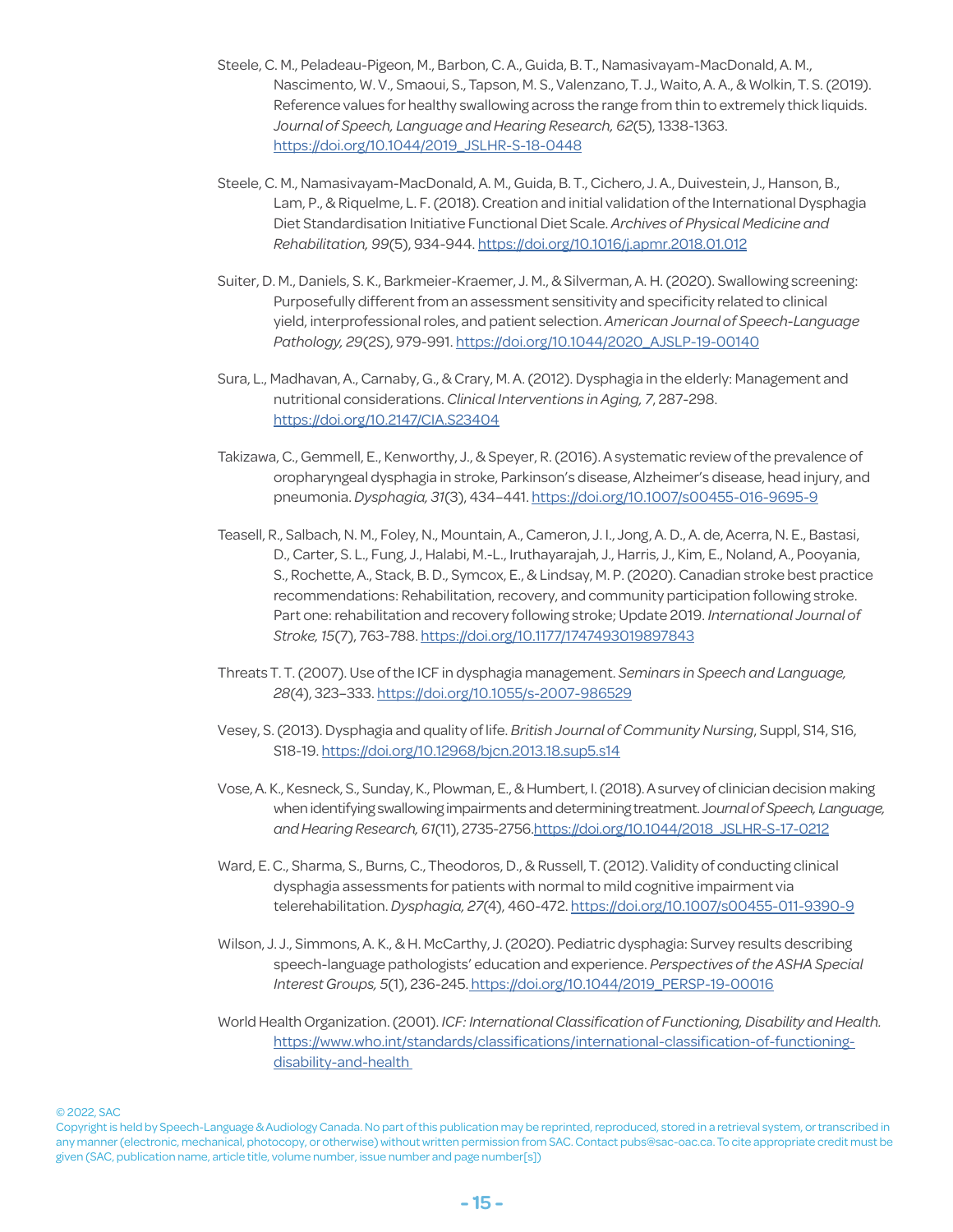Steele, C. M., Peladeau-Pigeon, M., Barbon, C. A., Guida, B. T., Namasivayam-MacDonald, A. M., Nascimento, W. V., Smaoui, S., Tapson, M. S., Valenzano, T. J., Waito, A. A., & Wolkin, T. S. (2019). Reference values for healthy swallowing across the range from thin to extremely thick liquids. *Journal of Speech, Language and Hearing Research, 62*(5), 1338-1363. https://doi.org/10.1044/2019_JSLHR-S-18-0448

Steele, C. M., Namasivayam-MacDonald, A. M., Guida, B. T., Cichero, J. A., Duivestein, J., Hanson, B., Lam, P., & Riquelme, L. F. (2018). Creation and initial validation of the International Dysphagia Diet Standardisation Initiative Functional Diet Scale. *Archives of Physical Medicine and Rehabilitation, 99*(5), 934-944. https://doi.org/10.1016/j.apmr.2018.01.012

Suiter, D. M., Daniels, S. K., Barkmeier-Kraemer, J. M., & Silverman, A. H. (2020). Swallowing screening: Purposefully different from an assessment sensitivity and specificity related to clinical yield, interprofessional roles, and patient selection. *American Journal of Speech-Language Pathology, 29*(2S), 979-991. https://doi.org/10.1044/2020_AJSLP-19-00140

Sura, L., Madhavan, A., Carnaby, G., & Crary, M. A. (2012). Dysphagia in the elderly: Management and nutritional considerations. *Clinical Interventions in Aging, 7*, 287-298. https://doi.org/10.2147/CIA.S23404

Takizawa, C., Gemmell, E., Kenworthy, J., & Speyer, R. (2016). A systematic review of the prevalence of oropharyngeal dysphagia in stroke, Parkinson's disease, Alzheimer's disease, head injury, and pneumonia. *Dysphagia, 31*(3), 434–441. https://doi.org/10.1007/s00455-016-9695-9

Teasell, R., Salbach, N. M., Foley, N., Mountain, A., Cameron, J. I., Jong, A. D., A. de, Acerra, N. E., Bastasi, D., Carter, S. L., Fung, J., Halabi, M.-L., Iruthayarajah, J., Harris, J., Kim, E., Noland, A., Pooyania, S., Rochette, A., Stack, B. D., Symcox, E., & Lindsay, M. P. (2020). Canadian stroke best practice recommendations: Rehabilitation, recovery, and community participation following stroke. Part one: rehabilitation and recovery following stroke; Update 2019. *International Journal of Stroke, 15*(7), 763-788. https://doi.org/10.1177/1747493019897843

Threats T. T. (2007). Use of the ICF in dysphagia management. *Seminars in Speech and Language, 28*(4), 323–333. https://doi.org/10.1055/s-2007-986529

Vesey, S. (2013). Dysphagia and quality of life. *British Journal of Community Nursing*, Suppl, S14, S16, S18-19. https://doi.org/10.12968/bjcn.2013.18.sup5.s14

Vose, A. K., Kesneck, S., Sunday, K., Plowman, E., & Humbert, I. (2018). A survey of clinician decision making when identifying swallowing impairments and determining treatment. *Journal of Speech, Language, and Hearing Research, 61*(11), 2735-2756. https://doi.org/10.1044/2018_JSLHR-S-17-0212

Ward, E. C., Sharma, S., Burns, C., Theodoros, D., & Russell, T. (2012). Validity of conducting clinical dysphagia assessments for patients with normal to mild cognitive impairment via telerehabilitation. *Dysphagia, 27*(4), 460-472. https://doi.org/10.1007/s00455-011-9390-9

Wilson, J. J., Simmons, A. K., & H. McCarthy, J. (2020). Pediatric dysphagia: Survey results describing speech-language pathologists' education and experience. *Perspectives of the ASHA Special Interest Groups, 5*(1), 236-245. https://doi.org/10.1044/2019_PERSP-19-00016

World Health Organization. (2001). *ICF: International Classification of Functioning, Disability and Health.* https://www.who.int/standards/classifications/international-classification-of-functioning-disability-and-health

© 2022, SAC

Copyright is held by Speech-Language & Audiology Canada. No part of this publication may be reprinted, reproduced, stored in a retrieval system, or transcribed in any manner (electronic, mechanical, photocopy, or otherwise) without written permission from SAC. Contact pubs@sac-oac.ca. To cite appropriate credit must be given (SAC, publication name, article title, volume number, issue number and page number[s])